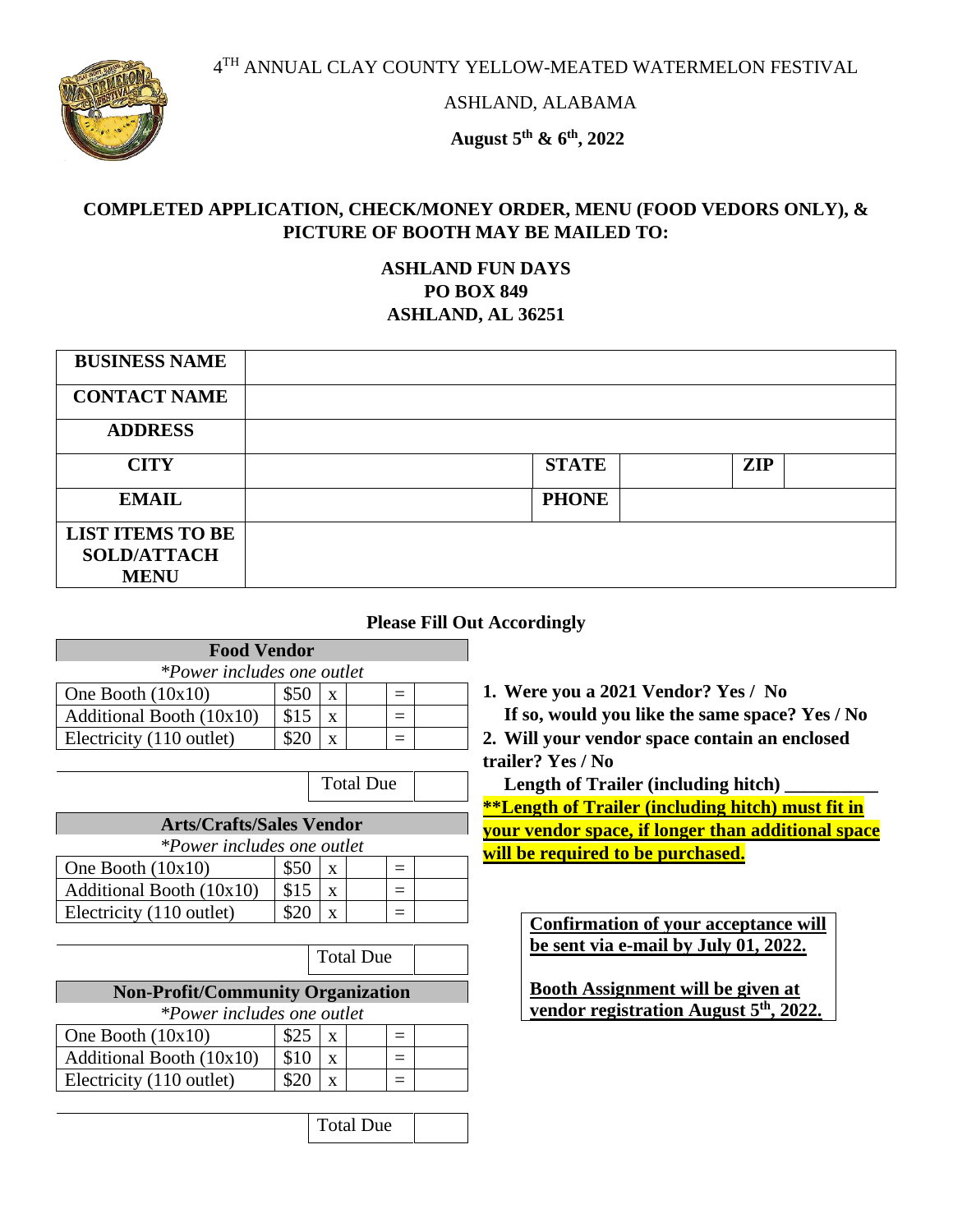4TH ANNUAL CLAY COUNTY YELLOW-MEATED WATERMELON FESTIVAL

ASHLAND, ALABAMA

**August 5th & 6th, 2022**

**COMPLETED APPLICATION, CHECK/MONEY ORDER, MENU (FOOD VEDORS ONLY), & PICTURE OF BOOTH MAY BE MAILED TO:**

**ASHLAND FUN DAYS**
**PO BOX 849**
**ASHLAND, AL 36251**

| | | | | | |
|---|---|---|---|---|---|
| **BUSINESS NAME** | | | | | |
| **CONTACT NAME** | | | | | |
| **ADDRESS** | | | | | |
| **CITY** | | **STATE** | | **ZIP** | |
| **EMAIL** | | **PHONE** | | | |
| **LIST ITEMS TO BE SOLD/ATTACH MENU** | | | | | |

**Please Fill Out Accordingly**

| **Food Vendor** | | | | | |
|---|---|---|---|---|---|
| *\*Power includes one outlet* | | | | | |
| One Booth (10x10) | $50 | x | | = | |
| Additional Booth (10x10) | $15 | x | | = | |
| Electricity (110 outlet) | $20 | x | | = | |
| | | | Total Due | | |

| **Arts/Crafts/Sales Vendor** | | | | | |
|---|---|---|---|---|---|
| *\*Power includes one outlet* | | | | | |
| One Booth (10x10) | $50 | x | | = | |
| Additional Booth (10x10) | $15 | x | | = | |
| Electricity (110 outlet) | $20 | x | | = | |
| | | | Total Due | | |

| **Non-Profit/Community Organization** | | | | | |
|---|---|---|---|---|---|
| *\*Power includes one outlet* | | | | | |
| One Booth (10x10) | $25 | x | | = | |
| Additional Booth (10x10) | $10 | x | | = | |
| Electricity (110 outlet) | $20 | x | | = | |
| | | | Total Due | | |

1. **Were you a 2021 Vendor? Yes / No**
   **If so, would you like the same space? Yes / No**
2. **Will your vendor space contain an enclosed trailer? Yes / No**
   **Length of Trailer (including hitch) __________**

**\*\*Length of Trailer (including hitch) must fit in your vendor space, if longer than additional space will be required to be purchased.**

**Confirmation of your acceptance will be sent via e-mail by July 01, 2022.**

**Booth Assignment will be given at vendor registration August 5th, 2022.**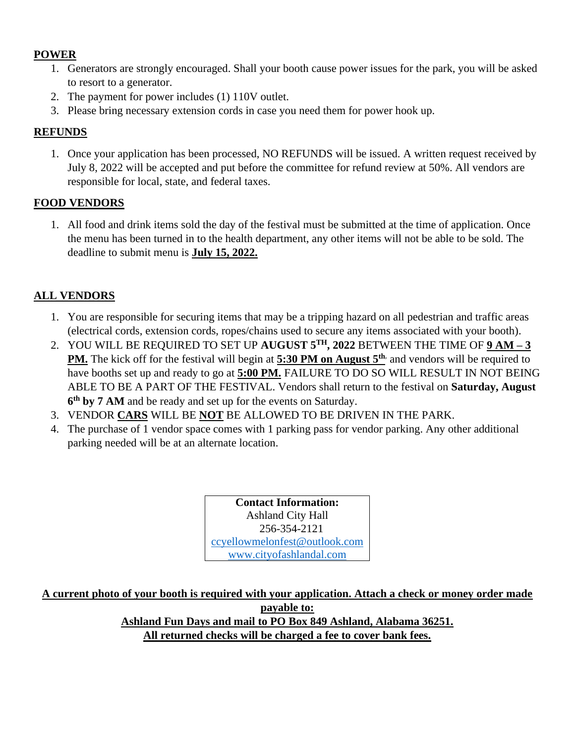## POWER

1. Generators are strongly encouraged. Shall your booth cause power issues for the park, you will be asked to resort to a generator.
2. The payment for power includes (1) 110V outlet.
3. Please bring necessary extension cords in case you need them for power hook up.

## REFUNDS

1. Once your application has been processed, NO REFUNDS will be issued. A written request received by July 8, 2022 will be accepted and put before the committee for refund review at 50%. All vendors are responsible for local, state, and federal taxes.

## FOOD VENDORS

1. All food and drink items sold the day of the festival must be submitted at the time of application. Once the menu has been turned in to the health department, any other items will not be able to be sold. The deadline to submit menu is **July 15, 2022.**

## ALL VENDORS

1. You are responsible for securing items that may be a tripping hazard on all pedestrian and traffic areas (electrical cords, extension cords, ropes/chains used to secure any items associated with your booth).
2. YOU WILL BE REQUIRED TO SET UP **AUGUST 5TH, 2022** BETWEEN THE TIME OF **9 AM – 3 PM.** The kick off for the festival will begin at **5:30 PM on August 5th,** and vendors will be required to have booths set up and ready to go at **5:00 PM.** FAILURE TO DO SO WILL RESULT IN NOT BEING ABLE TO BE A PART OF THE FESTIVAL. Vendors shall return to the festival on **Saturday, August 6th by 7 AM** and be ready and set up for the events on Saturday.
3. VENDOR **CARS** WILL BE **NOT** BE ALLOWED TO BE DRIVEN IN THE PARK.
4. The purchase of 1 vendor space comes with 1 parking pass for vendor parking. Any other additional parking needed will be at an alternate location.

**Contact Information:**
Ashland City Hall
256-354-2121
ccyellowmelonfest@outlook.com
www.cityofashlandal.com

**A current photo of your booth is required with your application. Attach a check or money order made payable to:**
**Ashland Fun Days and mail to PO Box 849 Ashland, Alabama 36251.**
**All returned checks will be charged a fee to cover bank fees.**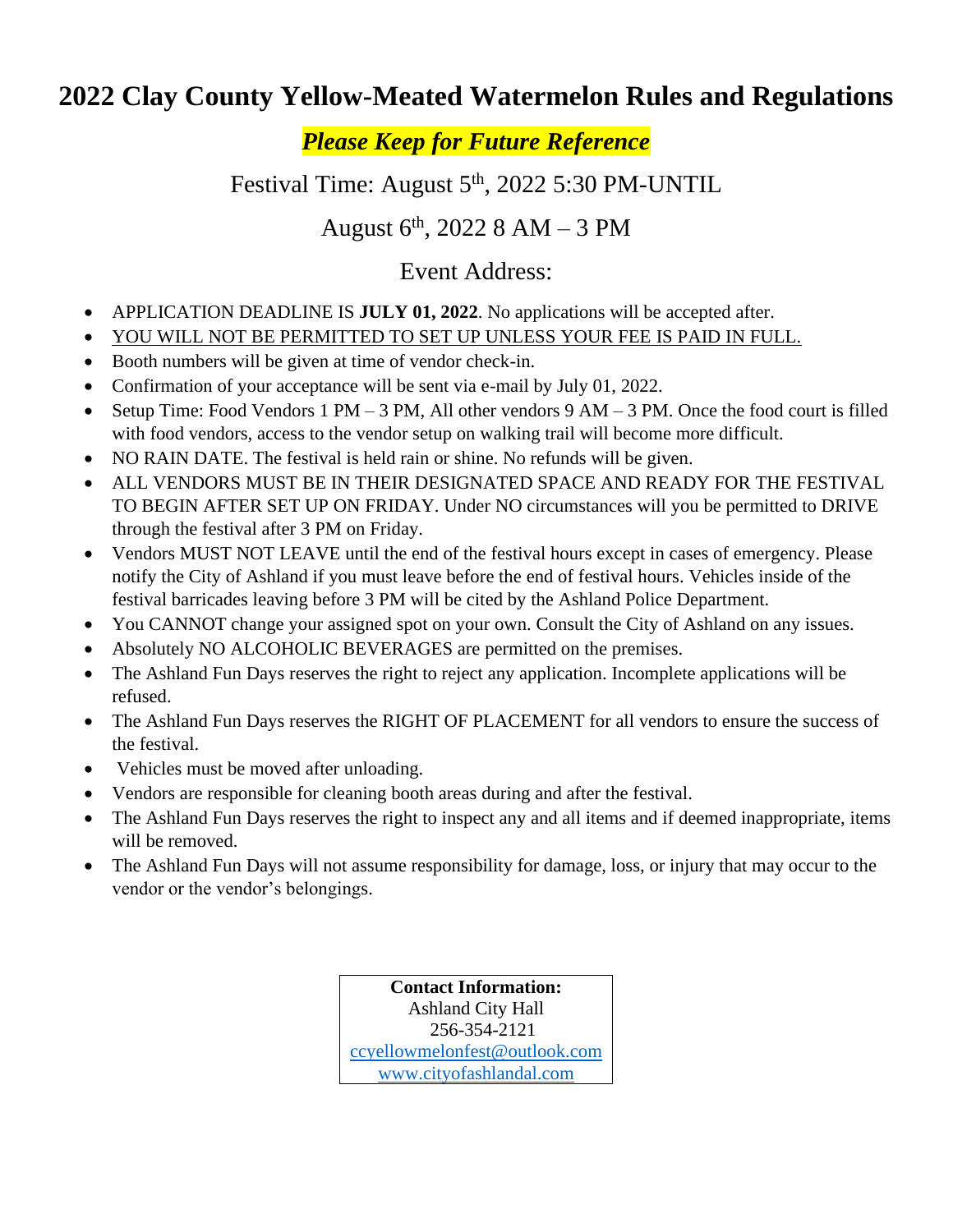# 2022 Clay County Yellow-Meated Watermelon Rules and Regulations

***Please Keep for Future Reference***

Festival Time: August 5th, 2022 5:30 PM-UNTIL

August 6th, 2022 8 AM – 3 PM

Event Address:

- APPLICATION DEADLINE IS **JULY 01, 2022**. No applications will be accepted after.
- <u>YOU WILL NOT BE PERMITTED TO SET UP UNLESS YOUR FEE IS PAID IN FULL.</u>
- Booth numbers will be given at time of vendor check-in.
- Confirmation of your acceptance will be sent via e-mail by July 01, 2022.
- Setup Time: Food Vendors 1 PM – 3 PM, All other vendors 9 AM – 3 PM. Once the food court is filled with food vendors, access to the vendor setup on walking trail will become more difficult.
- NO RAIN DATE. The festival is held rain or shine. No refunds will be given.
- ALL VENDORS MUST BE IN THEIR DESIGNATED SPACE AND READY FOR THE FESTIVAL TO BEGIN AFTER SET UP ON FRIDAY. Under NO circumstances will you be permitted to DRIVE through the festival after 3 PM on Friday.
- Vendors MUST NOT LEAVE until the end of the festival hours except in cases of emergency. Please notify the City of Ashland if you must leave before the end of festival hours. Vehicles inside of the festival barricades leaving before 3 PM will be cited by the Ashland Police Department.
- You CANNOT change your assigned spot on your own. Consult the City of Ashland on any issues.
- Absolutely NO ALCOHOLIC BEVERAGES are permitted on the premises.
- The Ashland Fun Days reserves the right to reject any application. Incomplete applications will be refused.
- The Ashland Fun Days reserves the RIGHT OF PLACEMENT for all vendors to ensure the success of the festival.
- Vehicles must be moved after unloading.
- Vendors are responsible for cleaning booth areas during and after the festival.
- The Ashland Fun Days reserves the right to inspect any and all items and if deemed inappropriate, items will be removed.
- The Ashland Fun Days will not assume responsibility for damage, loss, or injury that may occur to the vendor or the vendor's belongings.

**Contact Information:**
Ashland City Hall
256-354-2121
ccyellowmelonfest@outlook.com
www.cityofashlandal.com